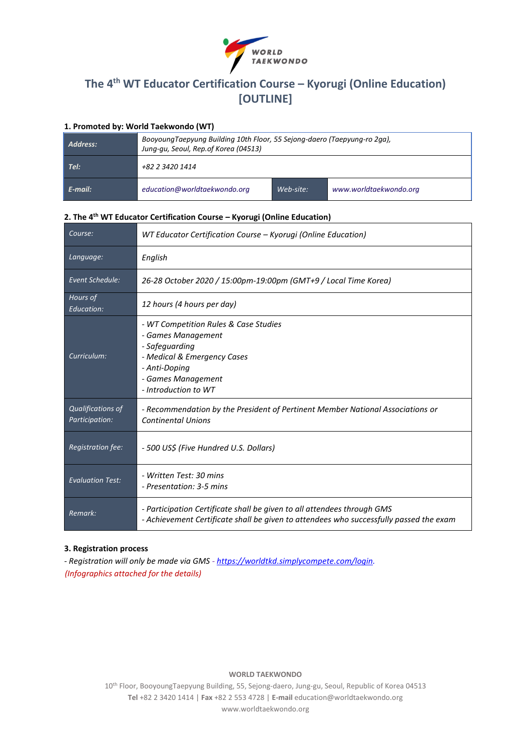# The 4th WT Educator Certification Course – Kyorugi (Online Education) [OUTLINE]

### 1. Promoted by: World Taekwondo (WT)

| | | | |
|---|---|---|---|
| ***Address:*** | *BooyoungTaepyung Building 10th Floor, 55 Sejong-daero (Taepyung-ro 2ga), Jung-gu, Seoul, Rep.of Korea (04513)* | | |
| ***Tel:*** | *+82 2 3420 1414* | | |
| ***E-mail:*** | *education@worldtaekwondo.org* | *Web-site:* | *www.worldtaekwondo.org* |

### 2. The 4th WT Educator Certification Course – Kyorugi (Online Education)

| | |
|---|---|
| *Course:* | *WT Educator Certification Course – Kyorugi (Online Education)* |
| *Language:* | *English* |
| *Event Schedule:* | *26-28 October 2020 / 15:00pm-19:00pm (GMT+9 / Local Time Korea)* |
| *Hours of Education:* | *12 hours (4 hours per day)* |
| *Curriculum:* | *- WT Competition Rules & Case Studies*<br>*- Games Management*<br>*- Safeguarding*<br>*- Medical & Emergency Cases*<br>*- Anti-Doping*<br>*- Games Management*<br>*- Introduction to WT* |
| *Qualifications of Participation:* | *- Recommendation by the President of Pertinent Member National Associations or Continental Unions* |
| *Registration fee:* | *- 500 US$ (Five Hundred U.S. Dollars)* |
| *Evaluation Test:* | *- Written Test: 30 mins*<br>*- Presentation: 3-5 mins* |
| *Remark:* | *- Participation Certificate shall be given to all attendees through GMS*<br>*- Achievement Certificate shall be given to attendees who successfully passed the exam* |

### 3. Registration process

*- Registration will only be made via GMS - [https://worldtkd.simplycompete.com/login](https://worldtkd.simplycompete.com/login).*

*(Infographics attached for the details)*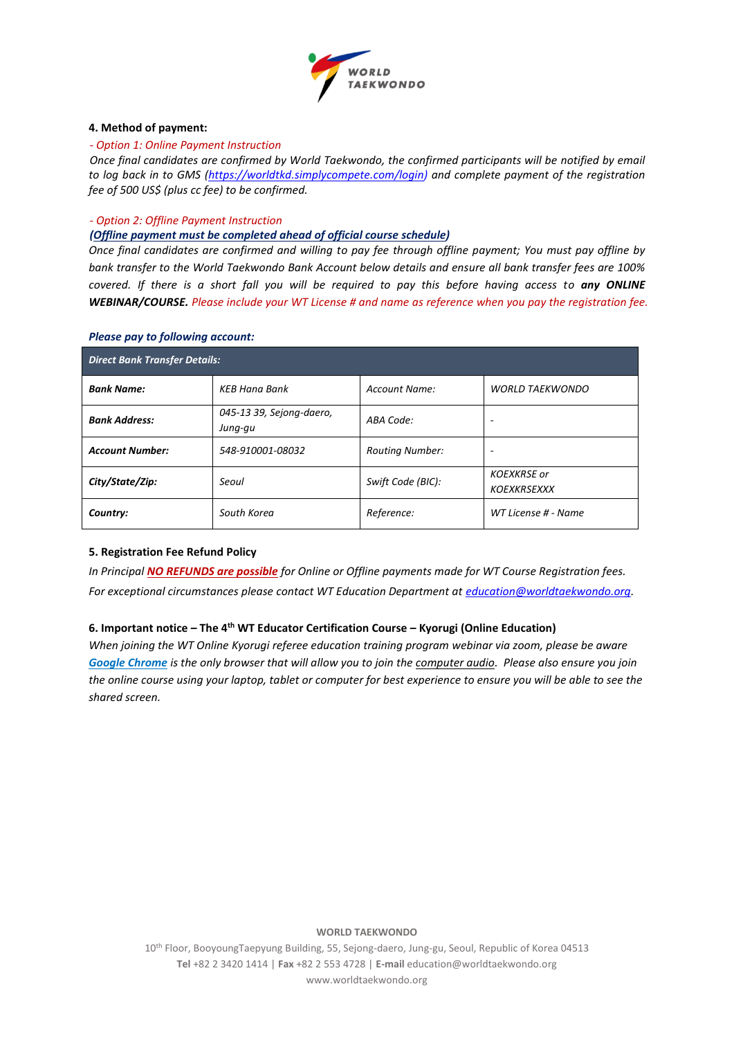**4. Method of payment:**

*- Option 1: Online Payment Instruction*

*Once final candidates are confirmed by World Taekwondo, the confirmed participants will be notified by email to log back in to GMS (https://worldtkd.simplycompete.com/login) and complete payment of the registration fee of 500 US$ (plus cc fee) to be confirmed.*

*- Option 2: Offline Payment Instruction*

***(Offline payment must be completed ahead of official course schedule)***

*Once final candidates are confirmed and willing to pay fee through offline payment; You must pay offline by bank transfer to the World Taekwondo Bank Account below details and ensure all bank transfer fees are 100% covered. If there is a short fall you will be required to pay this before having access to **any ONLINE WEBINAR/COURSE.** Please include your WT License # and name as reference when you pay the registration fee.*

***Please pay to following account:***

| ***Direct Bank Transfer Details:*** | | | |
|---|---|---|---|
| ***Bank Name:*** | *KEB Hana Bank* | *Account Name:* | *WORLD TAEKWONDO* |
| ***Bank Address:*** | *045-13 39, Sejong-daero, Jung-gu* | *ABA Code:* | *-* |
| ***Account Number:*** | *548-910001-08032* | *Routing Number:* | *-* |
| ***City/State/Zip:*** | *Seoul* | *Swift Code (BIC):* | *KOEXKRSE or KOEXKRSEXXX* |
| ***Country:*** | *South Korea* | *Reference:* | *WT License # - Name* |

**5. Registration Fee Refund Policy**

*In Principal **NO REFUNDS are possible** for Online or Offline payments made for WT Course Registration fees.*

*For exceptional circumstances please contact WT Education Department at education@worldtaekwondo.org.*

**6. Important notice – The 4th WT Educator Certification Course – Kyorugi (Online Education)**

*When joining the WT Online Kyorugi referee education training program webinar via zoom, please be aware **Google Chrome** is the only browser that will allow you to join the computer audio. Please also ensure you join the online course using your laptop, tablet or computer for best experience to ensure you will be able to see the shared screen.*

**WORLD TAEKWONDO**

10th Floor, BooyoungTaepyung Building, 55, Sejong-daero, Jung-gu, Seoul, Republic of Korea 04513

**Tel** +82 2 3420 1414 | **Fax** +82 2 553 4728 | **E-mail** education@worldtaekwondo.org

www.worldtaekwondo.org